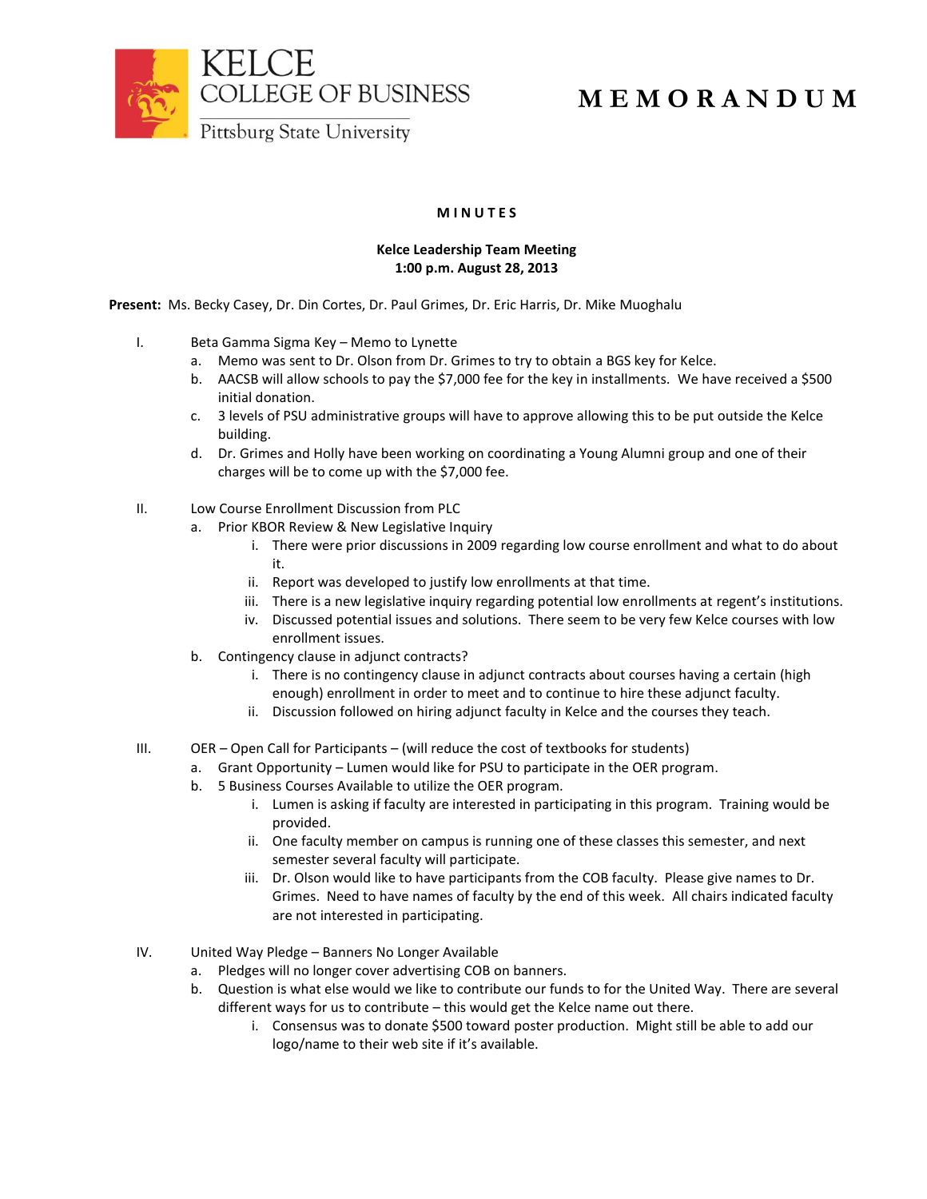KELCE
COLLEGE OF BUSINESS
Pittsburg State University

# MEMORANDUM

## MINUTES

**Kelce Leadership Team Meeting**
**1:00 p.m. August 28, 2013**

**Present:** Ms. Becky Casey, Dr. Din Cortes, Dr. Paul Grimes, Dr. Eric Harris, Dr. Mike Muoghalu

I. Beta Gamma Sigma Key – Memo to Lynette
   a. Memo was sent to Dr. Olson from Dr. Grimes to try to obtain a BGS key for Kelce.
   b. AACSB will allow schools to pay the $7,000 fee for the key in installments. We have received a $500 initial donation.
   c. 3 levels of PSU administrative groups will have to approve allowing this to be put outside the Kelce building.
   d. Dr. Grimes and Holly have been working on coordinating a Young Alumni group and one of their charges will be to come up with the $7,000 fee.

II. Low Course Enrollment Discussion from PLC
   a. Prior KBOR Review & New Legislative Inquiry
      i. There were prior discussions in 2009 regarding low course enrollment and what to do about it.
      ii. Report was developed to justify low enrollments at that time.
      iii. There is a new legislative inquiry regarding potential low enrollments at regent's institutions.
      iv. Discussed potential issues and solutions. There seem to be very few Kelce courses with low enrollment issues.
   b. Contingency clause in adjunct contracts?
      i. There is no contingency clause in adjunct contracts about courses having a certain (high enough) enrollment in order to meet and to continue to hire these adjunct faculty.
      ii. Discussion followed on hiring adjunct faculty in Kelce and the courses they teach.

III. OER – Open Call for Participants – (will reduce the cost of textbooks for students)
   a. Grant Opportunity – Lumen would like for PSU to participate in the OER program.
   b. 5 Business Courses Available to utilize the OER program.
      i. Lumen is asking if faculty are interested in participating in this program. Training would be provided.
      ii. One faculty member on campus is running one of these classes this semester, and next semester several faculty will participate.
      iii. Dr. Olson would like to have participants from the COB faculty. Please give names to Dr. Grimes. Need to have names of faculty by the end of this week. All chairs indicated faculty are not interested in participating.

IV. United Way Pledge – Banners No Longer Available
   a. Pledges will no longer cover advertising COB on banners.
   b. Question is what else would we like to contribute our funds to for the United Way. There are several different ways for us to contribute – this would get the Kelce name out there.
      i. Consensus was to donate $500 toward poster production. Might still be able to add our logo/name to their web site if it's available.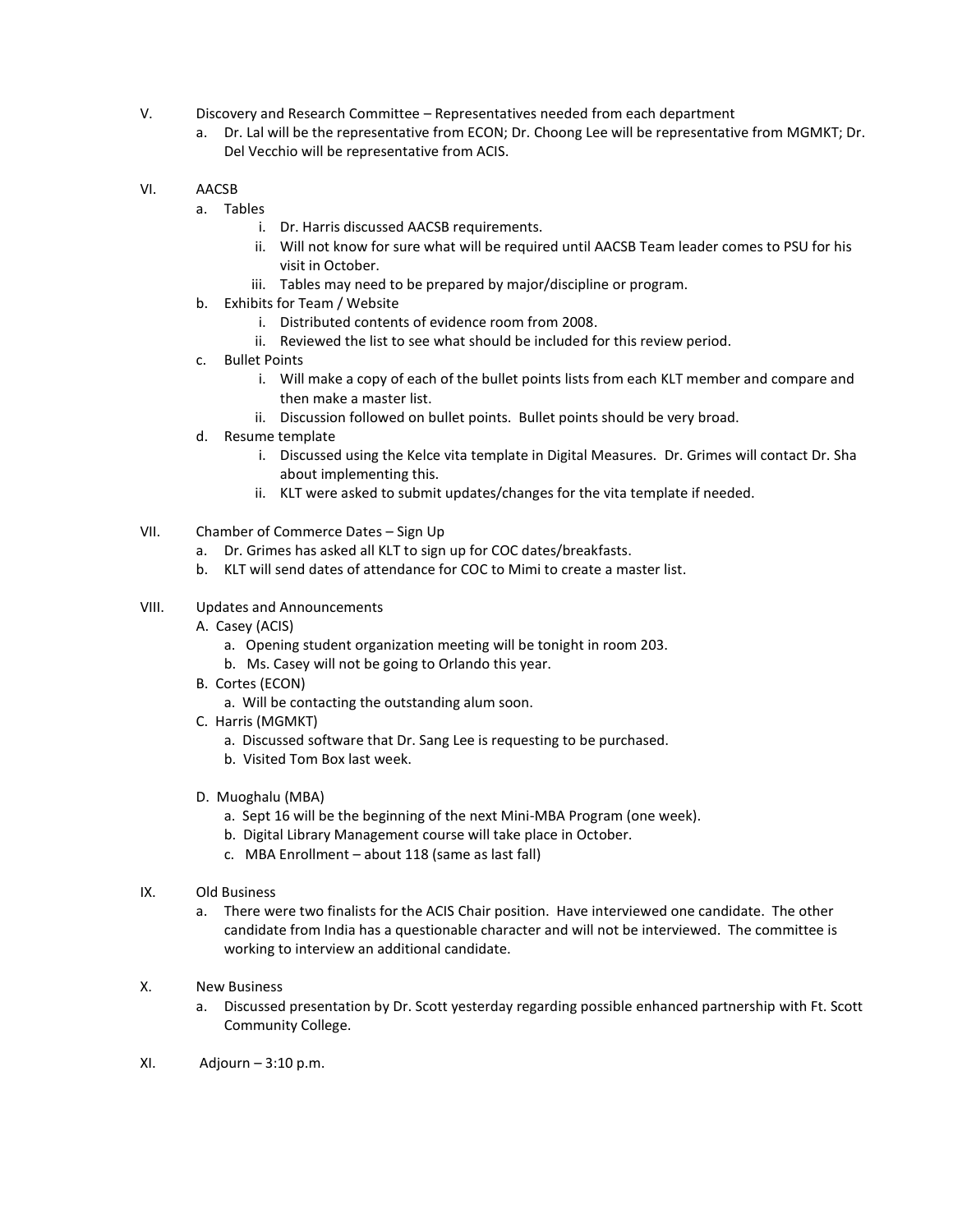V. Discovery and Research Committee – Representatives needed from each department
   a. Dr. Lal will be the representative from ECON; Dr. Choong Lee will be representative from MGMKT; Dr. Del Vecchio will be representative from ACIS.

VI. AACSB
   a. Tables
      i. Dr. Harris discussed AACSB requirements.
      ii. Will not know for sure what will be required until AACSB Team leader comes to PSU for his visit in October.
      iii. Tables may need to be prepared by major/discipline or program.
   b. Exhibits for Team / Website
      i. Distributed contents of evidence room from 2008.
      ii. Reviewed the list to see what should be included for this review period.
   c. Bullet Points
      i. Will make a copy of each of the bullet points lists from each KLT member and compare and then make a master list.
      ii. Discussion followed on bullet points. Bullet points should be very broad.
   d. Resume template
      i. Discussed using the Kelce vita template in Digital Measures. Dr. Grimes will contact Dr. Sha about implementing this.
      ii. KLT were asked to submit updates/changes for the vita template if needed.

VII. Chamber of Commerce Dates – Sign Up
   a. Dr. Grimes has asked all KLT to sign up for COC dates/breakfasts.
   b. KLT will send dates of attendance for COC to Mimi to create a master list.

VIII. Updates and Announcements
   A. Casey (ACIS)
      a. Opening student organization meeting will be tonight in room 203.
      b. Ms. Casey will not be going to Orlando this year.
   B. Cortes (ECON)
      a. Will be contacting the outstanding alum soon.
   C. Harris (MGMKT)
      a. Discussed software that Dr. Sang Lee is requesting to be purchased.
      b. Visited Tom Box last week.

   D. Muoghalu (MBA)
      a. Sept 16 will be the beginning of the next Mini-MBA Program (one week).
      b. Digital Library Management course will take place in October.
      c. MBA Enrollment – about 118 (same as last fall)

IX. Old Business
   a. There were two finalists for the ACIS Chair position. Have interviewed one candidate. The other candidate from India has a questionable character and will not be interviewed. The committee is working to interview an additional candidate.

X. New Business
   a. Discussed presentation by Dr. Scott yesterday regarding possible enhanced partnership with Ft. Scott Community College.

XI. Adjourn – 3:10 p.m.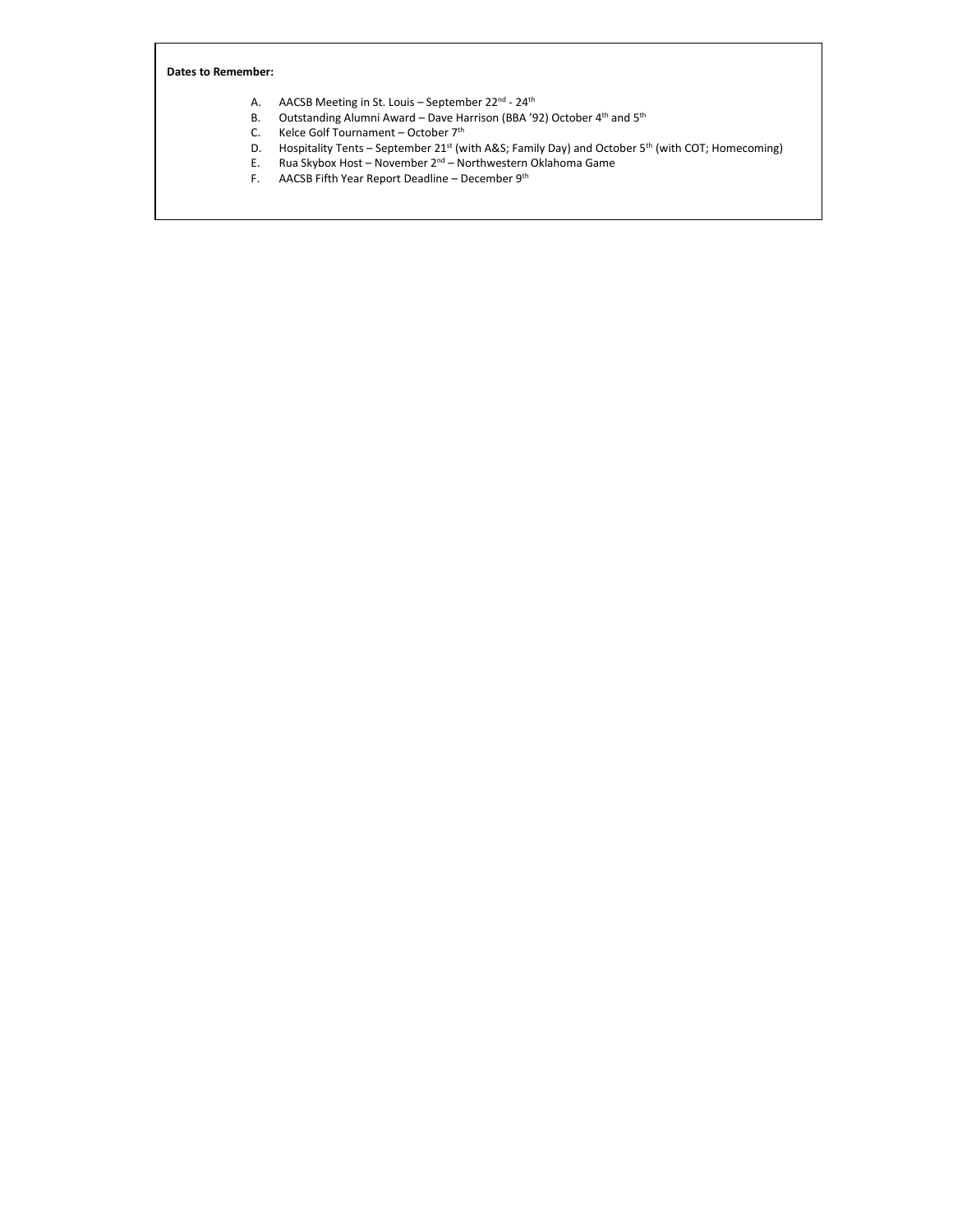**Dates to Remember:**

A. AACSB Meeting in St. Louis – September 22nd - 24th
B. Outstanding Alumni Award – Dave Harrison (BBA '92) October 4th and 5th
C. Kelce Golf Tournament – October 7th
D. Hospitality Tents – September 21st (with A&S; Family Day) and October 5th (with COT; Homecoming)
E. Rua Skybox Host – November 2nd – Northwestern Oklahoma Game
F. AACSB Fifth Year Report Deadline – December 9th